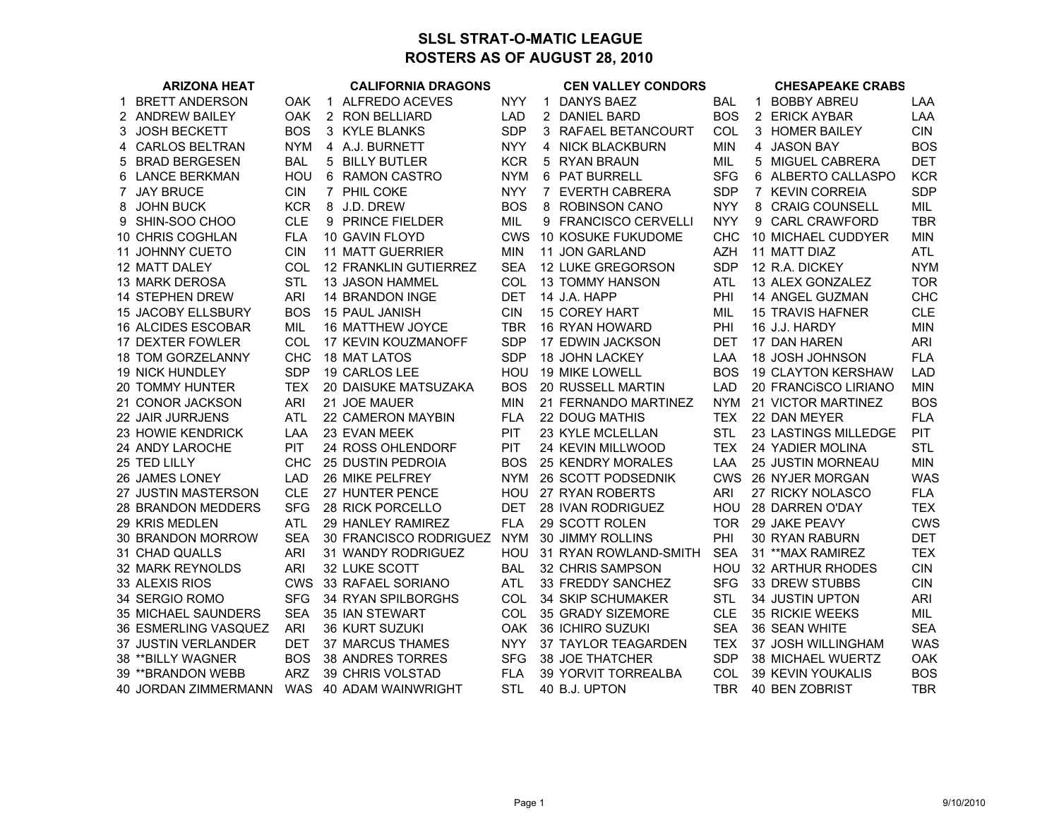# SLSL STRAT-O-MATIC LEAGUE
## ROSTERS AS OF AUGUST 28, 2010

| | ARIZONA HEAT | | | CALIFORNIA DRAGONS | | | CEN VALLEY CONDORS | | | CHESAPEAKE CRABS | |
|---|---|---|---|---|---|---|---|---|---|---|---|
| 1 | BRETT ANDERSON | OAK | 1 | ALFREDO ACEVES | NYY | 1 | DANYS BAEZ | BAL | 1 | BOBBY ABREU | LAA |
| 2 | ANDREW BAILEY | OAK | 2 | RON BELLIARD | LAD | 2 | DANIEL BARD | BOS | 2 | ERICK AYBAR | LAA |
| 3 | JOSH BECKETT | BOS | 3 | KYLE BLANKS | SDP | 3 | RAFAEL BETANCOURT | COL | 3 | HOMER BAILEY | CIN |
| 4 | CARLOS BELTRAN | NYM | 4 | A.J. BURNETT | NYY | 4 | NICK BLACKBURN | MIN | 4 | JASON BAY | BOS |
| 5 | BRAD BERGESEN | BAL | 5 | BILLY BUTLER | KCR | 5 | RYAN BRAUN | MIL | 5 | MIGUEL CABRERA | DET |
| 6 | LANCE BERKMAN | HOU | 6 | RAMON CASTRO | NYM | 6 | PAT BURRELL | SFG | 6 | ALBERTO CALLASPO | KCR |
| 7 | JAY BRUCE | CIN | 7 | PHIL COKE | NYY | 7 | EVERTH CABRERA | SDP | 7 | KEVIN CORREIA | SDP |
| 8 | JOHN BUCK | KCR | 8 | J.D. DREW | BOS | 8 | ROBINSON CANO | NYY | 8 | CRAIG COUNSELL | MIL |
| 9 | SHIN-SOO CHOO | CLE | 9 | PRINCE FIELDER | MIL | 9 | FRANCISCO CERVELLI | NYY | 9 | CARL CRAWFORD | TBR |
| 10 | CHRIS COGHLAN | FLA | 10 | GAVIN FLOYD | CWS | 10 | KOSUKE FUKUDOME | CHC | 10 | MICHAEL CUDDYER | MIN |
| 11 | JOHNNY CUETO | CIN | 11 | MATT GUERRIER | MIN | 11 | JON GARLAND | AZH | 11 | MATT DIAZ | ATL |
| 12 | MATT DALEY | COL | 12 | FRANKLIN GUTIERREZ | SEA | 12 | LUKE GREGORSON | SDP | 12 | R.A. DICKEY | NYM |
| 13 | MARK DEROSA | STL | 13 | JASON HAMMEL | COL | 13 | TOMMY HANSON | ATL | 13 | ALEX GONZALEZ | TOR |
| 14 | STEPHEN DREW | ARI | 14 | BRANDON INGE | DET | 14 | J.A. HAPP | PHI | 14 | ANGEL GUZMAN | CHC |
| 15 | JACOBY ELLSBURY | BOS | 15 | PAUL JANISH | CIN | 15 | COREY HART | MIL | 15 | TRAVIS HAFNER | CLE |
| 16 | ALCIDES ESCOBAR | MIL | 16 | MATTHEW JOYCE | TBR | 16 | RYAN HOWARD | PHI | 16 | J.J. HARDY | MIN |
| 17 | DEXTER FOWLER | COL | 17 | KEVIN KOUZMANOFF | SDP | 17 | EDWIN JACKSON | DET | 17 | DAN HAREN | ARI |
| 18 | TOM GORZELANNY | CHC | 18 | MAT LATOS | SDP | 18 | JOHN LACKEY | LAA | 18 | JOSH JOHNSON | FLA |
| 19 | NICK HUNDLEY | SDP | 19 | CARLOS LEE | HOU | 19 | MIKE LOWELL | BOS | 19 | CLAYTON KERSHAW | LAD |
| 20 | TOMMY HUNTER | TEX | 20 | DAISUKE MATSUZAKA | BOS | 20 | RUSSELL MARTIN | LAD | 20 | FRANCiSCO LIRIANO | MIN |
| 21 | CONOR JACKSON | ARI | 21 | JOE MAUER | MIN | 21 | FERNANDO MARTINEZ | NYM | 21 | VICTOR MARTINEZ | BOS |
| 22 | JAIR JURRJENS | ATL | 22 | CAMERON MAYBIN | FLA | 22 | DOUG MATHIS | TEX | 22 | DAN MEYER | FLA |
| 23 | HOWIE KENDRICK | LAA | 23 | EVAN MEEK | PIT | 23 | KYLE MCLELLAN | STL | 23 | LASTINGS MILLEDGE | PIT |
| 24 | ANDY LAROCHE | PIT | 24 | ROSS OHLENDORF | PIT | 24 | KEVIN MILLWOOD | TEX | 24 | YADIER MOLINA | STL |
| 25 | TED LILLY | CHC | 25 | DUSTIN PEDROIA | BOS | 25 | KENDRY MORALES | LAA | 25 | JUSTIN MORNEAU | MIN |
| 26 | JAMES LONEY | LAD | 26 | MIKE PELFREY | NYM | 26 | SCOTT PODSEDNIK | CWS | 26 | NYJER MORGAN | WAS |
| 27 | JUSTIN MASTERSON | CLE | 27 | HUNTER PENCE | HOU | 27 | RYAN ROBERTS | ARI | 27 | RICKY NOLASCO | FLA |
| 28 | BRANDON MEDDERS | SFG | 28 | RICK PORCELLO | DET | 28 | IVAN RODRIGUEZ | HOU | 28 | DARREN O'DAY | TEX |
| 29 | KRIS MEDLEN | ATL | 29 | HANLEY RAMIREZ | FLA | 29 | SCOTT ROLEN | TOR | 29 | JAKE PEAVY | CWS |
| 30 | BRANDON MORROW | SEA | 30 | FRANCISCO RODRIGUEZ | NYM | 30 | JIMMY ROLLINS | PHI | 30 | RYAN RABURN | DET |
| 31 | CHAD QUALLS | ARI | 31 | WANDY RODRIGUEZ | HOU | 31 | RYAN ROWLAND-SMITH | SEA | 31 | **MAX RAMIREZ | TEX |
| 32 | MARK REYNOLDS | ARI | 32 | LUKE SCOTT | BAL | 32 | CHRIS SAMPSON | HOU | 32 | ARTHUR RHODES | CIN |
| 33 | ALEXIS RIOS | CWS | 33 | RAFAEL SORIANO | ATL | 33 | FREDDY SANCHEZ | SFG | 33 | DREW STUBBS | CIN |
| 34 | SERGIO ROMO | SFG | 34 | RYAN SPILBORGHS | COL | 34 | SKIP SCHUMAKER | STL | 34 | JUSTIN UPTON | ARI |
| 35 | MICHAEL SAUNDERS | SEA | 35 | IAN STEWART | COL | 35 | GRADY SIZEMORE | CLE | 35 | RICKIE WEEKS | MIL |
| 36 | ESMERLING VASQUEZ | ARI | 36 | KURT SUZUKI | OAK | 36 | ICHIRO SUZUKI | SEA | 36 | SEAN WHITE | SEA |
| 37 | JUSTIN VERLANDER | DET | 37 | MARCUS THAMES | NYY | 37 | TAYLOR TEAGARDEN | TEX | 37 | JOSH WILLINGHAM | WAS |
| 38 | **BILLY WAGNER | BOS | 38 | ANDRES TORRES | SFG | 38 | JOE THATCHER | SDP | 38 | MICHAEL WUERTZ | OAK |
| 39 | **BRANDON WEBB | ARZ | 39 | CHRIS VOLSTAD | FLA | 39 | YORVIT TORREALBA | COL | 39 | KEVIN YOUKALIS | BOS |
| 40 | JORDAN ZIMMERMANN | WAS | 40 | ADAM WAINWRIGHT | STL | 40 | B.J. UPTON | TBR | 40 | BEN ZOBRIST | TBR |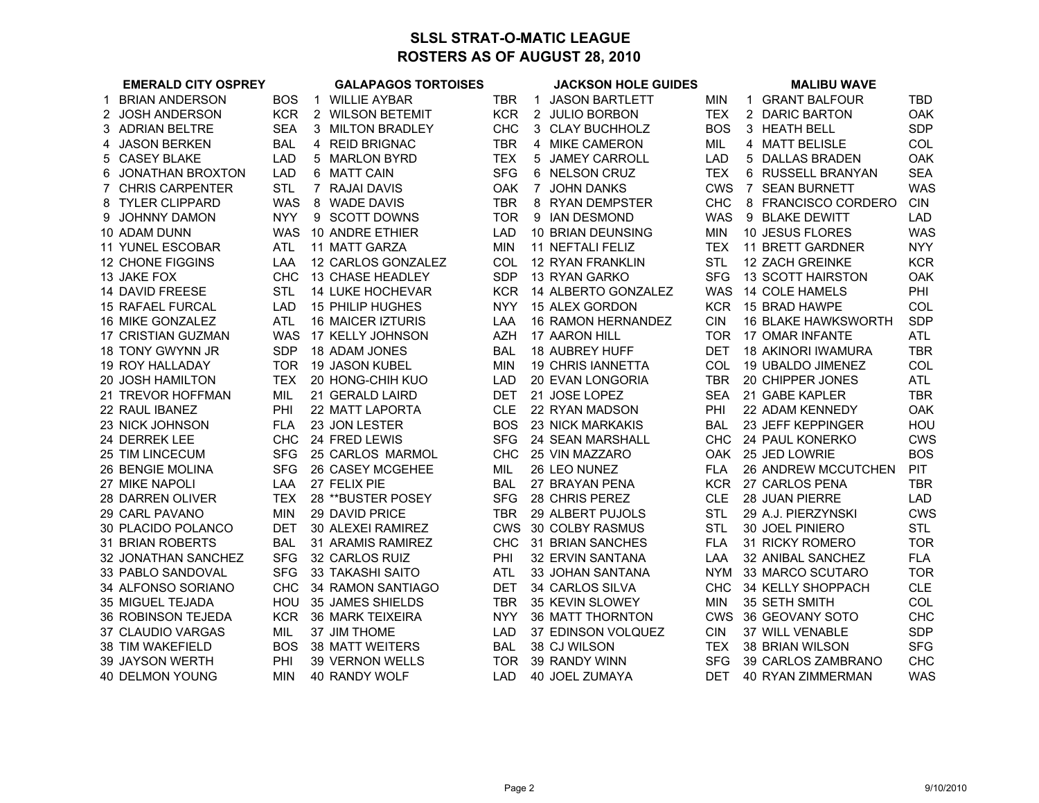# SLSL STRAT-O-MATIC LEAGUE
## ROSTERS AS OF AUGUST 28, 2010

| # | EMERALD CITY OSPREY | | # | GALAPAGOS TORTOISES | | # | JACKSON HOLE GUIDES | | # | MALIBU WAVE | |
|---|---|---|---|---|---|---|---|---|---|---|---|
| 1 | BRIAN ANDERSON | BOS | 1 | WILLIE AYBAR | TBR | 1 | JASON BARTLETT | MIN | 1 | GRANT BALFOUR | TBD |
| 2 | JOSH ANDERSON | KCR | 2 | WILSON BETEMIT | KCR | 2 | JULIO BORBON | TEX | 2 | DARIC BARTON | OAK |
| 3 | ADRIAN BELTRE | SEA | 3 | MILTON BRADLEY | CHC | 3 | CLAY BUCHHOLZ | BOS | 3 | HEATH BELL | SDP |
| 4 | JASON BERKEN | BAL | 4 | REID BRIGNAC | TBR | 4 | MIKE CAMERON | MIL | 4 | MATT BELISLE | COL |
| 5 | CASEY BLAKE | LAD | 5 | MARLON BYRD | TEX | 5 | JAMEY CARROLL | LAD | 5 | DALLAS BRADEN | OAK |
| 6 | JONATHAN BROXTON | LAD | 6 | MATT CAIN | SFG | 6 | NELSON CRUZ | TEX | 6 | RUSSELL BRANYAN | SEA |
| 7 | CHRIS CARPENTER | STL | 7 | RAJAI DAVIS | OAK | 7 | JOHN DANKS | CWS | 7 | SEAN BURNETT | WAS |
| 8 | TYLER CLIPPARD | WAS | 8 | WADE DAVIS | TBR | 8 | RYAN DEMPSTER | CHC | 8 | FRANCISCO CORDERO | CIN |
| 9 | JOHNNY DAMON | NYY | 9 | SCOTT DOWNS | TOR | 9 | IAN DESMOND | WAS | 9 | BLAKE DEWITT | LAD |
| 10 | ADAM DUNN | WAS | 10 | ANDRE ETHIER | LAD | 10 | BRIAN DEUNSING | MIN | 10 | JESUS FLORES | WAS |
| 11 | YUNEL ESCOBAR | ATL | 11 | MATT GARZA | MIN | 11 | NEFTALI FELIZ | TEX | 11 | BRETT GARDNER | NYY |
| 12 | CHONE FIGGINS | LAA | 12 | CARLOS GONZALEZ | COL | 12 | RYAN FRANKLIN | STL | 12 | ZACH GREINKE | KCR |
| 13 | JAKE FOX | CHC | 13 | CHASE HEADLEY | SDP | 13 | RYAN GARKO | SFG | 13 | SCOTT HAIRSTON | OAK |
| 14 | DAVID FREESE | STL | 14 | LUKE HOCHEVAR | KCR | 14 | ALBERTO GONZALEZ | WAS | 14 | COLE HAMELS | PHI |
| 15 | RAFAEL FURCAL | LAD | 15 | PHILIP HUGHES | NYY | 15 | ALEX GORDON | KCR | 15 | BRAD HAWPE | COL |
| 16 | MIKE GONZALEZ | ATL | 16 | MAICER IZTURIS | LAA | 16 | RAMON HERNANDEZ | CIN | 16 | BLAKE HAWKSWORTH | SDP |
| 17 | CRISTIAN GUZMAN | WAS | 17 | KELLY JOHNSON | AZH | 17 | AARON HILL | TOR | 17 | OMAR INFANTE | ATL |
| 18 | TONY GWYNN JR | SDP | 18 | ADAM JONES | BAL | 18 | AUBREY HUFF | DET | 18 | AKINORI IWAMURA | TBR |
| 19 | ROY HALLADAY | TOR | 19 | JASON KUBEL | MIN | 19 | CHRIS IANNETTA | COL | 19 | UBALDO JIMENEZ | COL |
| 20 | JOSH HAMILTON | TEX | 20 | HONG-CHIH KUO | LAD | 20 | EVAN LONGORIA | TBR | 20 | CHIPPER JONES | ATL |
| 21 | TREVOR HOFFMAN | MIL | 21 | GERALD LAIRD | DET | 21 | JOSE LOPEZ | SEA | 21 | GABE KAPLER | TBR |
| 22 | RAUL IBANEZ | PHI | 22 | MATT LAPORTA | CLE | 22 | RYAN MADSON | PHI | 22 | ADAM KENNEDY | OAK |
| 23 | NICK JOHNSON | FLA | 23 | JON LESTER | BOS | 23 | NICK MARKAKIS | BAL | 23 | JEFF KEPPINGER | HOU |
| 24 | DERREK LEE | CHC | 24 | FRED LEWIS | SFG | 24 | SEAN MARSHALL | CHC | 24 | PAUL KONERKO | CWS |
| 25 | TIM LINCECUM | SFG | 25 | CARLOS MARMOL | CHC | 25 | VIN MAZZARO | OAK | 25 | JED LOWRIE | BOS |
| 26 | BENGIE MOLINA | SFG | 26 | CASEY MCGEHEE | MIL | 26 | LEO NUNEZ | FLA | 26 | ANDREW MCCUTCHEN | PIT |
| 27 | MIKE NAPOLI | LAA | 27 | FELIX PIE | BAL | 27 | BRAYAN PENA | KCR | 27 | CARLOS PENA | TBR |
| 28 | DARREN OLIVER | TEX | 28 | **BUSTER POSEY | SFG | 28 | CHRIS PEREZ | CLE | 28 | JUAN PIERRE | LAD |
| 29 | CARL PAVANO | MIN | 29 | DAVID PRICE | TBR | 29 | ALBERT PUJOLS | STL | 29 | A.J. PIERZYNSKI | CWS |
| 30 | PLACIDO POLANCO | DET | 30 | ALEXEI RAMIREZ | CWS | 30 | COLBY RASMUS | STL | 30 | JOEL PINIERO | STL |
| 31 | BRIAN ROBERTS | BAL | 31 | ARAMIS RAMIREZ | CHC | 31 | BRIAN SANCHES | FLA | 31 | RICKY ROMERO | TOR |
| 32 | JONATHAN SANCHEZ | SFG | 32 | CARLOS RUIZ | PHI | 32 | ERVIN SANTANA | LAA | 32 | ANIBAL SANCHEZ | FLA |
| 33 | PABLO SANDOVAL | SFG | 33 | TAKASHI SAITO | ATL | 33 | JOHAN SANTANA | NYM | 33 | MARCO SCUTARO | TOR |
| 34 | ALFONSO SORIANO | CHC | 34 | RAMON SANTIAGO | DET | 34 | CARLOS SILVA | CHC | 34 | KELLY SHOPPACH | CLE |
| 35 | MIGUEL TEJADA | HOU | 35 | JAMES SHIELDS | TBR | 35 | KEVIN SLOWEY | MIN | 35 | SETH SMITH | COL |
| 36 | ROBINSON TEJEDA | KCR | 36 | MARK TEIXEIRA | NYY | 36 | MATT THORNTON | CWS | 36 | GEOVANY SOTO | CHC |
| 37 | CLAUDIO VARGAS | MIL | 37 | JIM THOME | LAD | 37 | EDINSON VOLQUEZ | CIN | 37 | WILL VENABLE | SDP |
| 38 | TIM WAKEFIELD | BOS | 38 | MATT WEITERS | BAL | 38 | CJ WILSON | TEX | 38 | BRIAN WILSON | SFG |
| 39 | JAYSON WERTH | PHI | 39 | VERNON WELLS | TOR | 39 | RANDY WINN | SFG | 39 | CARLOS ZAMBRANO | CHC |
| 40 | DELMON YOUNG | MIN | 40 | RANDY WOLF | LAD | 40 | JOEL ZUMAYA | DET | 40 | RYAN ZIMMERMAN | WAS |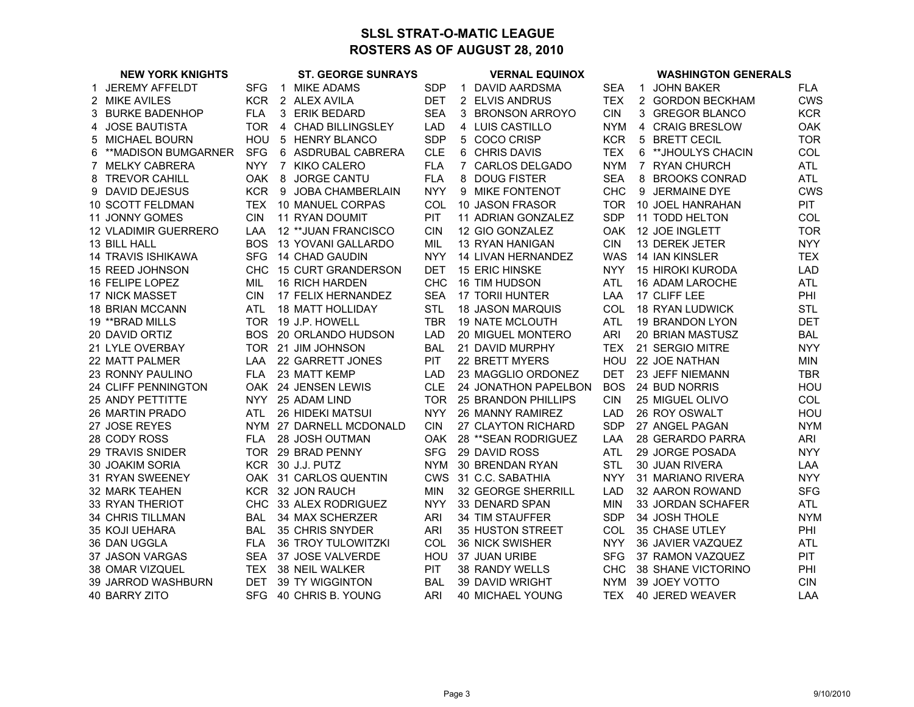## SLSL STRAT-O-MATIC LEAGUE
## ROSTERS AS OF AUGUST 28, 2010

| # | NEW YORK KNIGHTS | | # | ST. GEORGE SUNRAYS | | # | VERNAL EQUINOX | | # | WASHINGTON GENERALS | |
|---|---|---|---|---|---|---|---|---|---|---|---|
| 1 | JEREMY AFFELDT | SFG | 1 | MIKE ADAMS | SDP | 1 | DAVID AARDSMA | SEA | 1 | JOHN BAKER | FLA |
| 2 | MIKE AVILES | KCR | 2 | ALEX AVILA | DET | 2 | ELVIS ANDRUS | TEX | 2 | GORDON BECKHAM | CWS |
| 3 | BURKE BADENHOP | FLA | 3 | ERIK BEDARD | SEA | 3 | BRONSON ARROYO | CIN | 3 | GREGOR BLANCO | KCR |
| 4 | JOSE BAUTISTA | TOR | 4 | CHAD BILLINGSLEY | LAD | 4 | LUIS CASTILLO | NYM | 4 | CRAIG BRESLOW | OAK |
| 5 | MICHAEL BOURN | HOU | 5 | HENRY BLANCO | SDP | 5 | COCO CRISP | KCR | 5 | BRETT CECIL | TOR |
| 6 | **MADISON BUMGARNER | SFG | 6 | ASDRUBAL CABRERA | CLE | 6 | CHRIS DAVIS | TEX | 6 | **JHOULYS CHACIN | COL |
| 7 | MELKY CABRERA | NYY | 7 | KIKO CALERO | FLA | 7 | CARLOS DELGADO | NYM | 7 | RYAN CHURCH | ATL |
| 8 | TREVOR CAHILL | OAK | 8 | JORGE CANTU | FLA | 8 | DOUG FISTER | SEA | 8 | BROOKS CONRAD | ATL |
| 9 | DAVID DEJESUS | KCR | 9 | JOBA CHAMBERLAIN | NYY | 9 | MIKE FONTENOT | CHC | 9 | JERMAINE DYE | CWS |
| 10 | SCOTT FELDMAN | TEX | 10 | MANUEL CORPAS | COL | 10 | JASON FRASOR | TOR | 10 | JOEL HANRAHAN | PIT |
| 11 | JONNY GOMES | CIN | 11 | RYAN DOUMIT | PIT | 11 | ADRIAN GONZALEZ | SDP | 11 | TODD HELTON | COL |
| 12 | VLADIMIR GUERRERO | LAA | 12 | **JUAN FRANCISCO | CIN | 12 | GIO GONZALEZ | OAK | 12 | JOE INGLETT | TOR |
| 13 | BILL HALL | BOS | 13 | YOVANI GALLARDO | MIL | 13 | RYAN HANIGAN | CIN | 13 | DEREK JETER | NYY |
| 14 | TRAVIS ISHIKAWA | SFG | 14 | CHAD GAUDIN | NYY | 14 | LIVAN HERNANDEZ | WAS | 14 | IAN KINSLER | TEX |
| 15 | REED JOHNSON | CHC | 15 | CURT GRANDERSON | DET | 15 | ERIC HINSKE | NYY | 15 | HIROKI KURODA | LAD |
| 16 | FELIPE LOPEZ | MIL | 16 | RICH HARDEN | CHC | 16 | TIM HUDSON | ATL | 16 | ADAM LAROCHE | ATL |
| 17 | NICK MASSET | CIN | 17 | FELIX HERNANDEZ | SEA | 17 | TORII HUNTER | LAA | 17 | CLIFF LEE | PHI |
| 18 | BRIAN MCCANN | ATL | 18 | MATT HOLLIDAY | STL | 18 | JASON MARQUIS | COL | 18 | RYAN LUDWICK | STL |
| 19 | **BRAD MILLS | TOR | 19 | J.P. HOWELL | TBR | 19 | NATE MCLOUTH | ATL | 19 | BRANDON LYON | DET |
| 20 | DAVID ORTIZ | BOS | 20 | ORLANDO HUDSON | LAD | 20 | MIGUEL MONTERO | ARI | 20 | BRIAN MASTUSZ | BAL |
| 21 | LYLE OVERBAY | TOR | 21 | JIM JOHNSON | BAL | 21 | DAVID MURPHY | TEX | 21 | SERGIO MITRE | NYY |
| 22 | MATT PALMER | LAA | 22 | GARRETT JONES | PIT | 22 | BRETT MYERS | HOU | 22 | JOE NATHAN | MIN |
| 23 | RONNY PAULINO | FLA | 23 | MATT KEMP | LAD | 23 | MAGGLIO ORDONEZ | DET | 23 | JEFF NIEMANN | TBR |
| 24 | CLIFF PENNINGTON | OAK | 24 | JENSEN LEWIS | CLE | 24 | JONATHON PAPELBON | BOS | 24 | BUD NORRIS | HOU |
| 25 | ANDY PETTITTE | NYY | 25 | ADAM LIND | TOR | 25 | BRANDON PHILLIPS | CIN | 25 | MIGUEL OLIVO | COL |
| 26 | MARTIN PRADO | ATL | 26 | HIDEKI MATSUI | NYY | 26 | MANNY RAMIREZ | LAD | 26 | ROY OSWALT | HOU |
| 27 | JOSE REYES | NYM | 27 | DARNELL MCDONALD | CIN | 27 | CLAYTON RICHARD | SDP | 27 | ANGEL PAGAN | NYM |
| 28 | CODY ROSS | FLA | 28 | JOSH OUTMAN | OAK | 28 | **SEAN RODRIGUEZ | LAA | 28 | GERARDO PARRA | ARI |
| 29 | TRAVIS SNIDER | TOR | 29 | BRAD PENNY | SFG | 29 | DAVID ROSS | ATL | 29 | JORGE POSADA | NYY |
| 30 | JOAKIM SORIA | KCR | 30 | J.J. PUTZ | NYM | 30 | BRENDAN RYAN | STL | 30 | JUAN RIVERA | LAA |
| 31 | RYAN SWEENEY | OAK | 31 | CARLOS QUENTIN | CWS | 31 | C.C. SABATHIA | NYY | 31 | MARIANO RIVERA | NYY |
| 32 | MARK TEAHEN | KCR | 32 | JON RAUCH | MIN | 32 | GEORGE SHERRILL | LAD | 32 | AARON ROWAND | SFG |
| 33 | RYAN THERIOT | CHC | 33 | ALEX RODRIGUEZ | NYY | 33 | DENARD SPAN | MIN | 33 | JORDAN SCHAFER | ATL |
| 34 | CHRIS TILLMAN | BAL | 34 | MAX SCHERZER | ARI | 34 | TIM STAUFFER | SDP | 34 | JOSH THOLE | NYM |
| 35 | KOJI UEHARA | BAL | 35 | CHRIS SNYDER | ARI | 35 | HUSTON STREET | COL | 35 | CHASE UTLEY | PHI |
| 36 | DAN UGGLA | FLA | 36 | TROY TULOWITZKI | COL | 36 | NICK SWISHER | NYY | 36 | JAVIER VAZQUEZ | ATL |
| 37 | JASON VARGAS | SEA | 37 | JOSE VALVERDE | HOU | 37 | JUAN URIBE | SFG | 37 | RAMON VAZQUEZ | PIT |
| 38 | OMAR VIZQUEL | TEX | 38 | NEIL WALKER | PIT | 38 | RANDY WELLS | CHC | 38 | SHANE VICTORINO | PHI |
| 39 | JARROD WASHBURN | DET | 39 | TY WIGGINTON | BAL | 39 | DAVID WRIGHT | NYM | 39 | JOEY VOTTO | CIN |
| 40 | BARRY ZITO | SFG | 40 | CHRIS B. YOUNG | ARI | 40 | MICHAEL YOUNG | TEX | 40 | JERED WEAVER | LAA |